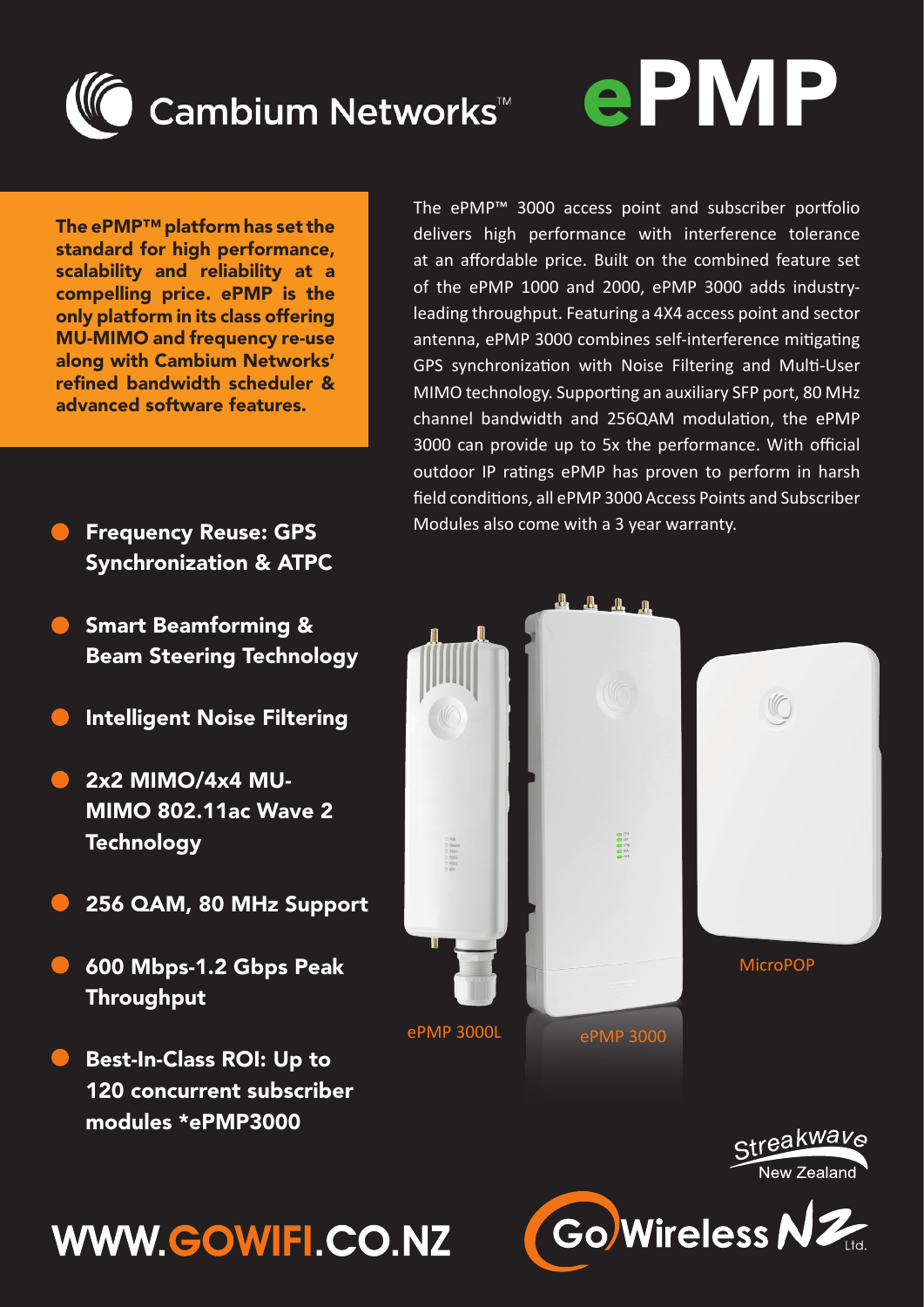# Cambium Networks™ ePMP

**The ePMP™ platform has set the standard for high performance, scalability and reliability at a compelling price. ePMP is the only platform in its class offering MU-MIMO and frequency re-use along with Cambium Networks' refined bandwidth scheduler & advanced software features.**

The ePMP™ 3000 access point and subscriber portfolio delivers high performance with interference tolerance at an affordable price. Built on the combined feature set of the ePMP 1000 and 2000, ePMP 3000 adds industry-leading throughput. Featuring a 4X4 access point and sector antenna, ePMP 3000 combines self-interference mitigating GPS synchronization with Noise Filtering and Multi-User MIMO technology. Supporting an auxiliary SFP port, 80 MHz channel bandwidth and 256QAM modulation, the ePMP 3000 can provide up to 5x the performance. With official outdoor IP ratings ePMP has proven to perform in harsh field conditions, all ePMP 3000 Access Points and Subscriber Modules also come with a 3 year warranty.

- **Frequency Reuse: GPS Synchronization & ATPC**
- **Smart Beamforming & Beam Steering Technology**
- **Intelligent Noise Filtering**
- **2x2 MIMO/4x4 MU-MIMO 802.11ac Wave 2 Technology**
- **256 QAM, 80 MHz Support**
- **600 Mbps-1.2 Gbps Peak Throughput**
- **Best-In-Class ROI: Up to 120 concurrent subscriber modules \*ePMP3000**

ePMP 3000L

ePMP 3000

MicroPOP

Streakwave New Zealand

GoWireless NZ Ltd.

**WWW.GOWIFI.CO.NZ**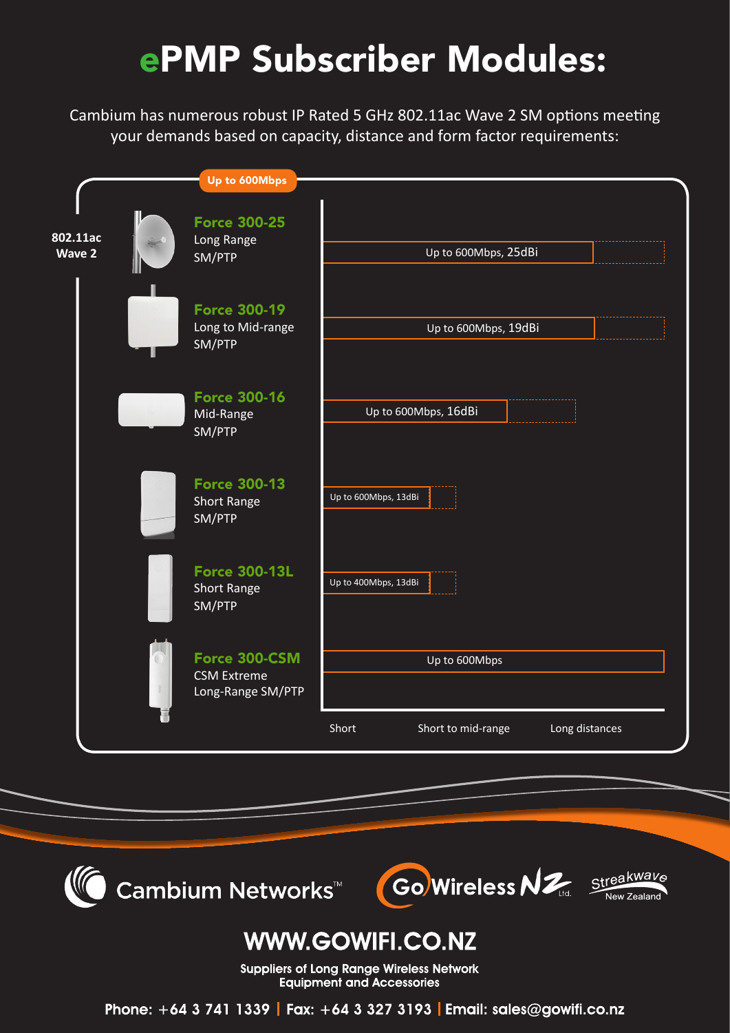# ePMP Subscriber Modules:

Cambium has numerous robust IP Rated 5 GHz 802.11ac Wave 2 SM options meeting your demands based on capacity, distance and form factor requirements:

Up to 600Mbps

802.11ac Wave 2

**Force 300-25**
Long Range
SM/PTP

Up to 600Mbps, 25dBi

**Force 300-19**
Long to Mid-range
SM/PTP

Up to 600Mbps, 19dBi

**Force 300-16**
Mid-Range
SM/PTP

Up to 600Mbps, 16dBi

**Force 300-13**
Short Range
SM/PTP

Up to 600Mbps, 13dBi

**Force 300-13L**
Short Range
SM/PTP

Up to 400Mbps, 13dBi

**Force 300-CSM**
CSM Extreme
Long-Range SM/PTP

Up to 600Mbps

Short
Short to mid-range
Long distances

Cambium Networks™

GoWireless NZ Ltd.

Streakwave New Zealand

## WWW.GOWIFI.CO.NZ

Suppliers of Long Range Wireless Network Equipment and Accessories

Phone: +64 3 741 1339 | Fax: +64 3 327 3193 | Email: sales@gowifi.co.nz